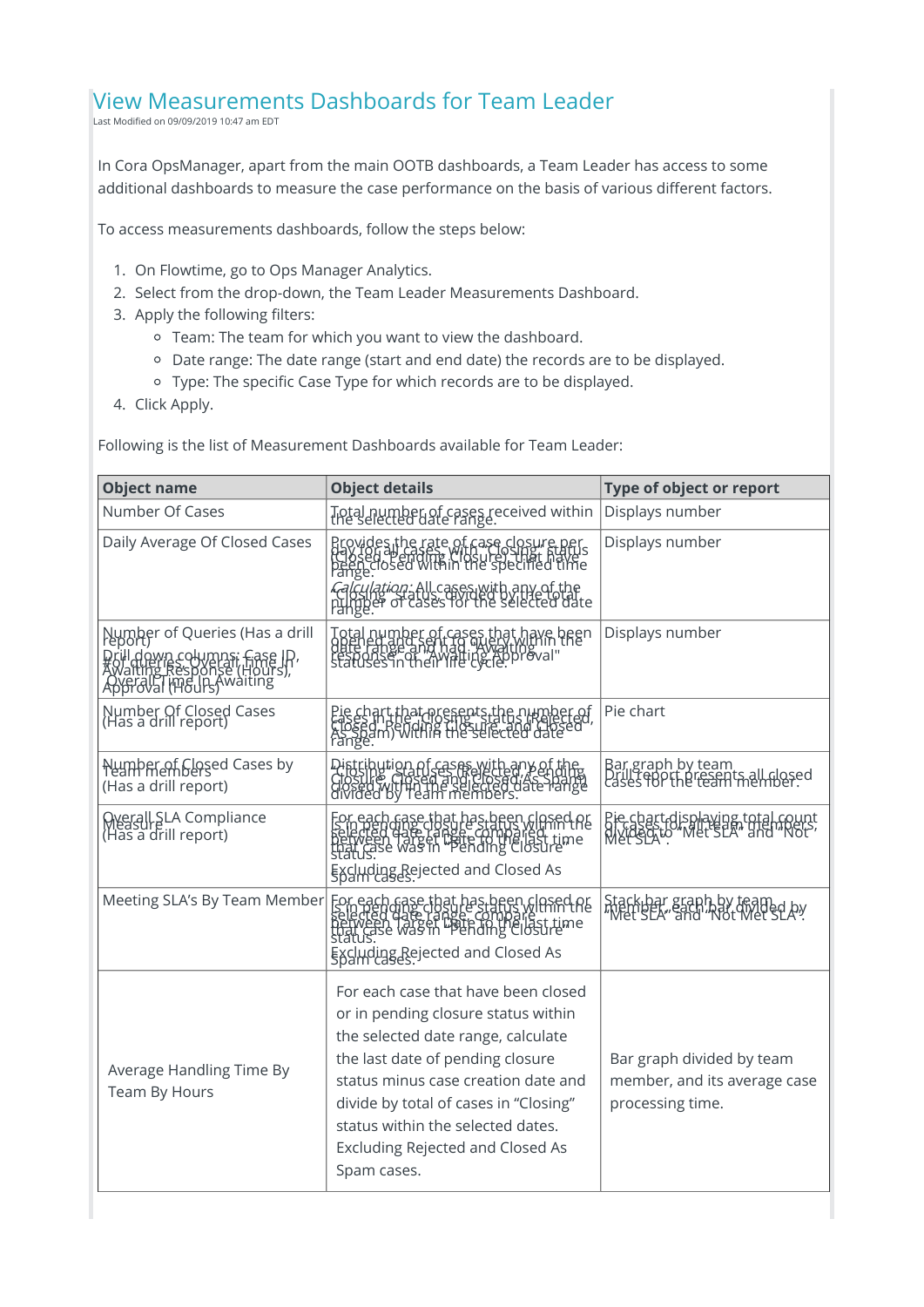# View Measurements Dashboards for Team Leader

Last Modified on 09/09/2019 10:47 am EDT

In Cora OpsManager, apart from the main OOTB dashboards, a Team Leader has access to some additional dashboards to measure the case performance on the basis of various different factors.

To access measurements dashboards, follow the steps below:

1. On Flowtime, go to Ops Manager Analytics.
2. Select from the drop-down, the Team Leader Measurements Dashboard.
3. Apply the following filters:
   - Team: The team for which you want to view the dashboard.
   - Date range: The date range (start and end date) the records are to be displayed.
   - Type: The specific Case Type for which records are to be displayed.
4. Click Apply.

Following is the list of Measurement Dashboards available for Team Leader:

| Object name | Object details | Type of object or report |
|---|---|---|
| Number Of Cases | Total number of cases received within the selected date range. | Displays number |
| Daily Average Of Closed Cases | Provides the rate of case closure per day for all cases with "Closing" status (Closed, Pending Closure) that have been closed within the specified time range.<br>*Calculation:* All cases with any of the "Closing" status divided by the total number of cases for the selected date range. | Displays number |
| Number of Queries (Has a drill report)<br>Drill down columns: Case ID, # of queries, Overall Time In Awaiting Response (Hours), Overall Time In Awaiting Approval (Hours) | Total number of cases that have been opened and sent to query within the date range and had "Awaiting Response" or "Awaiting Approval" statuses in their life cycle. | Displays number |
| Number Of Closed Cases (Has a drill report) | Pie chart that presents the number of cases in the "Closing" status (Rejected, Closed, Pending Closure and Closed As Spam) within the selected date range. | Pie chart |
| Number of Closed Cases by Team members (Has a drill report) | Distribution of cases with any of the "Closing" statuses (Rejected, Pending Closure, Closed and Closed As Spam) closed within the selected date range divided by Team members. | Bar graph by team<br>Drill report presents all closed cases for the team member. |
| Overall SLA Compliance Measure (Has a drill report) | For each case that has been closed or is in pending closure status within the selected date range, compared between Target Date to the last time that case was in "Pending Closure" status.<br>Excluding Rejected and Closed As Spam cases. | Pie chart displaying total count of cases for all team members, divided to "Met SLA" and "Not Met SLA". |
| Meeting SLA's By Team Member | For each case that has been closed or is in pending closure status within the selected date range, compare between Target Date to the last time that case was in "Pending Closure" status.<br>Excluding Rejected and Closed As Spam cases. | Stack bar graph by team member, each bar divided by "Met SLA" and "Not Met SLA". |
| Average Handling Time By Team By Hours | For each case that have been closed or in pending closure status within the selected date range, calculate the last date of pending closure status minus case creation date and divide by total of cases in "Closing" status within the selected dates. Excluding Rejected and Closed As Spam cases. | Bar graph divided by team member, and its average case processing time. |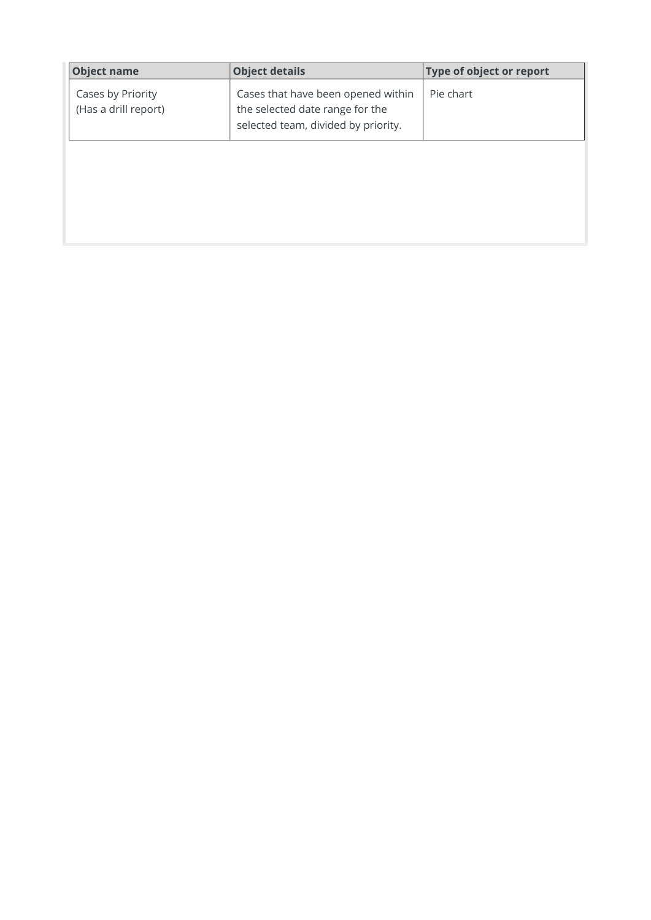| Object name | Object details | Type of object or report |
| --- | --- | --- |
| Cases by Priority (Has a drill report) | Cases that have been opened within the selected date range for the selected team, divided by priority. | Pie chart |